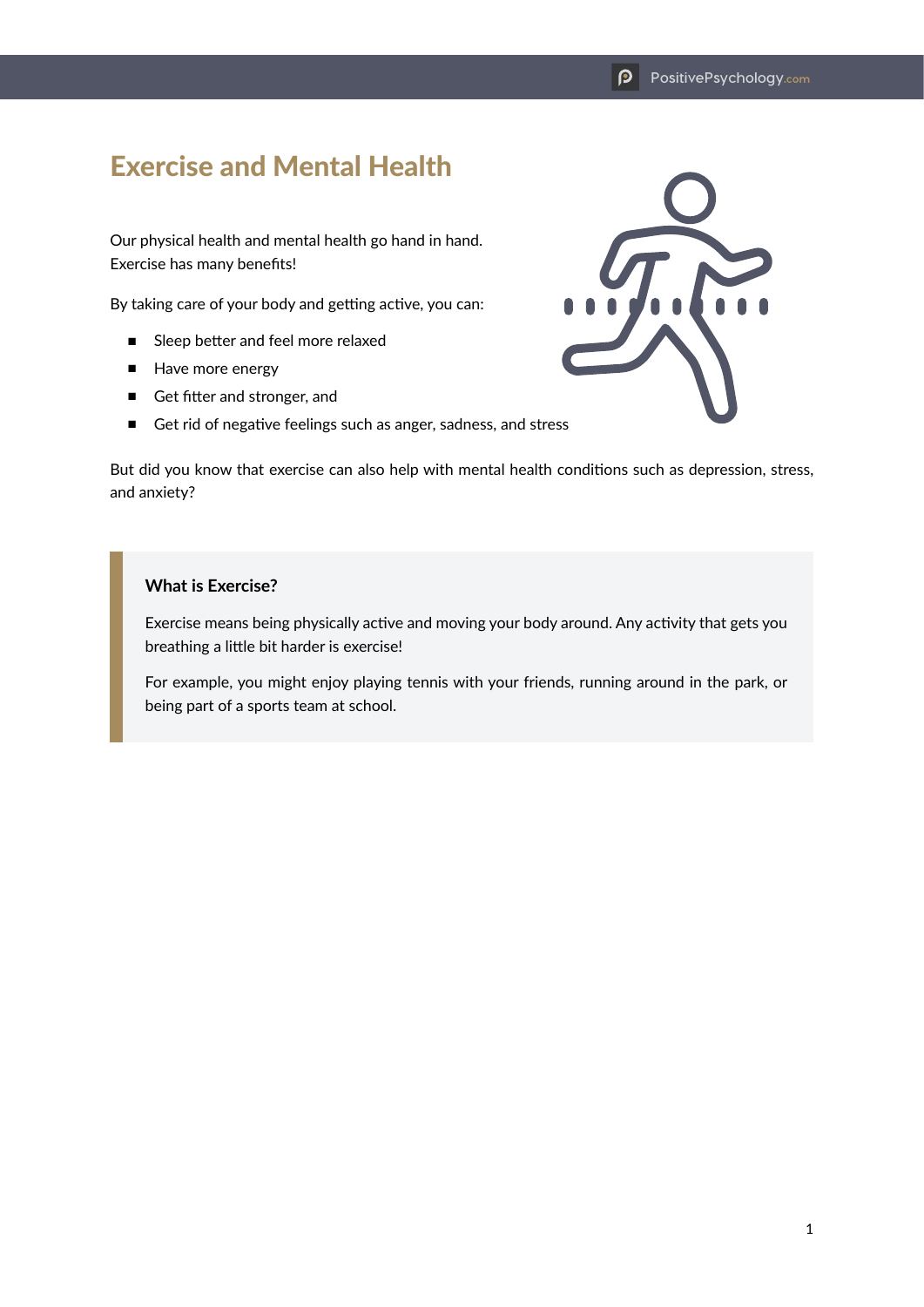# Exercise and Mental Health

Our physical health and mental health go hand in hand.
Exercise has many benefits!

By taking care of your body and getting active, you can:

- Sleep better and feel more relaxed
- Have more energy
- Get fitter and stronger, and
- Get rid of negative feelings such as anger, sadness, and stress

But did you know that exercise can also help with mental health conditions such as depression, stress, and anxiety?

> **What is Exercise?**
>
> Exercise means being physically active and moving your body around. Any activity that gets you breathing a little bit harder is exercise!
>
> For example, you might enjoy playing tennis with your friends, running around in the park, or being part of a sports team at school.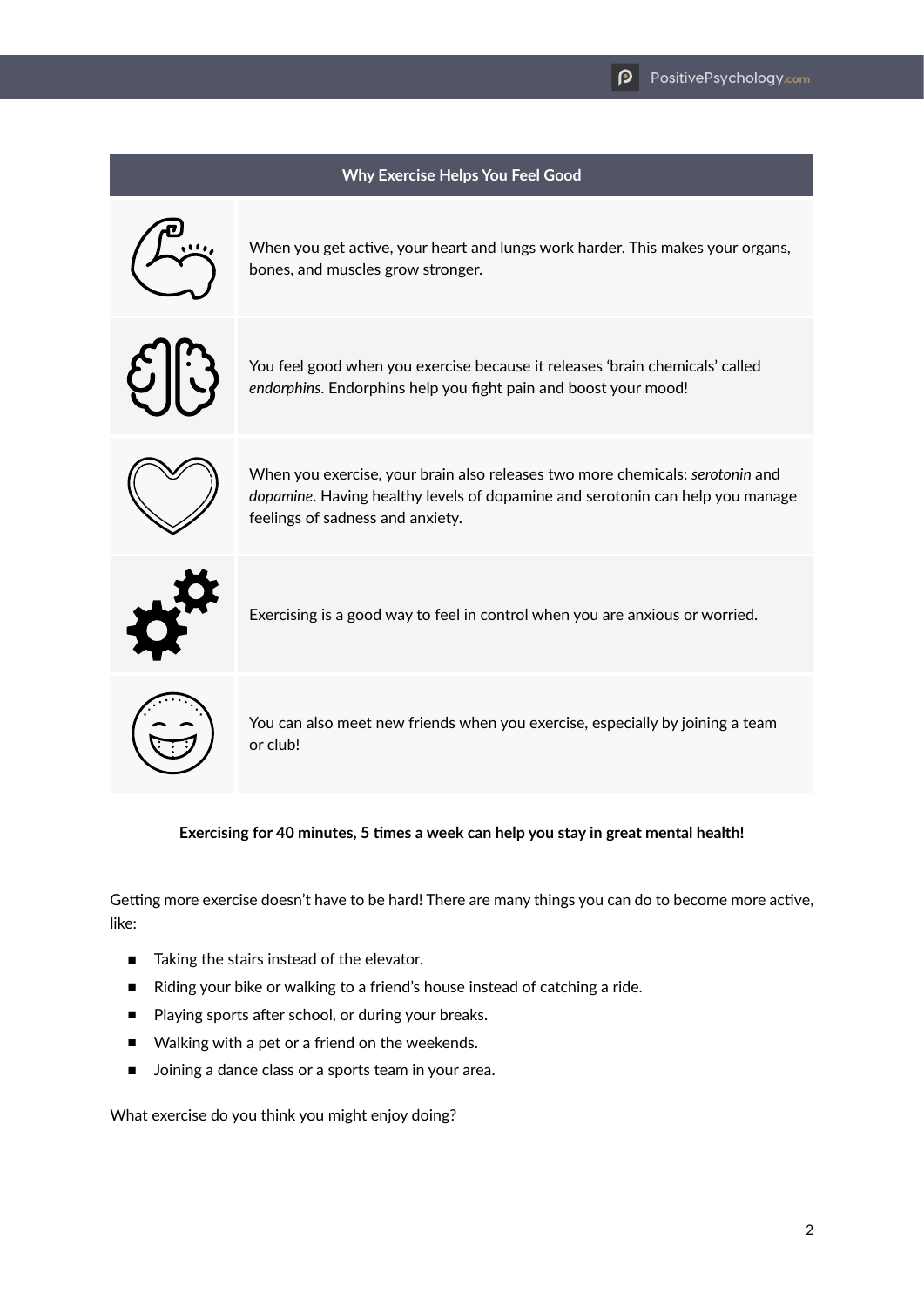| Why Exercise Helps You Feel Good | |
|---|---|
| | When you get active, your heart and lungs work harder. This makes your organs, bones, and muscles grow stronger. |
| | You feel good when you exercise because it releases 'brain chemicals' called *endorphins*. Endorphins help you fight pain and boost your mood! |
| | When you exercise, your brain also releases two more chemicals: *serotonin* and *dopamine*. Having healthy levels of dopamine and serotonin can help you manage feelings of sadness and anxiety. |
| | Exercising is a good way to feel in control when you are anxious or worried. |
| | You can also meet new friends when you exercise, especially by joining a team or club! |

**Exercising for 40 minutes, 5 times a week can help you stay in great mental health!**

Getting more exercise doesn't have to be hard! There are many things you can do to become more active, like:

- Taking the stairs instead of the elevator.
- Riding your bike or walking to a friend's house instead of catching a ride.
- Playing sports after school, or during your breaks.
- Walking with a pet or a friend on the weekends.
- Joining a dance class or a sports team in your area.

What exercise do you think you might enjoy doing?